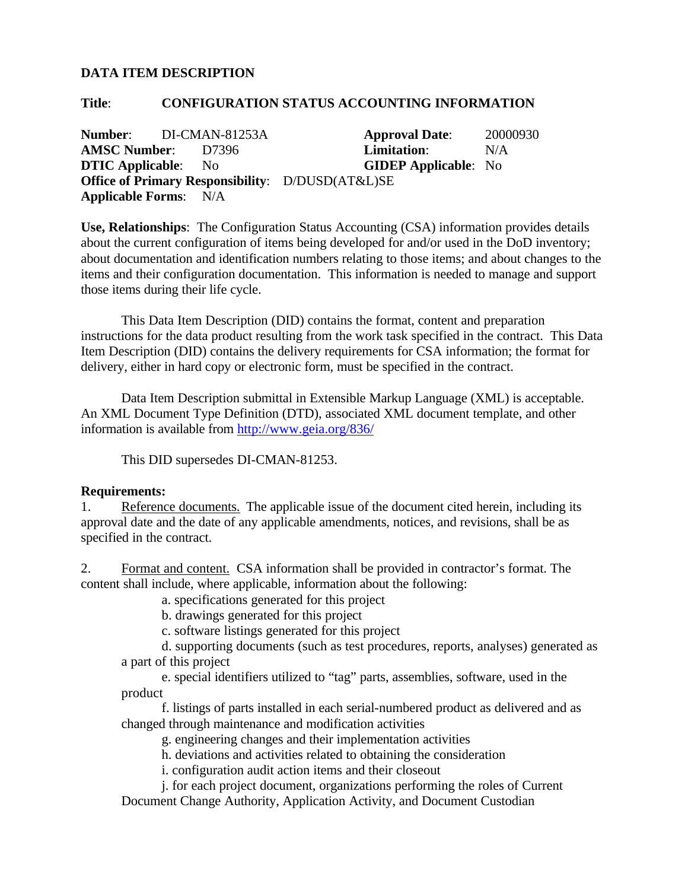**DATA ITEM DESCRIPTION**

**Title**: **CONFIGURATION STATUS ACCOUNTING INFORMATION**

**Number**: DI-CMAN-81253A
**Approval Date**: 20000930
**AMSC Number**: D7396
**Limitation**: N/A
**DTIC Applicable**: No
**GIDEP Applicable**: No
**Office of Primary Responsibility**: D/DUSD(AT&L)SE
**Applicable Forms**: N/A

**Use, Relationships**: The Configuration Status Accounting (CSA) information provides details about the current configuration of items being developed for and/or used in the DoD inventory; about documentation and identification numbers relating to those items; and about changes to the items and their configuration documentation. This information is needed to manage and support those items during their life cycle.

This Data Item Description (DID) contains the format, content and preparation instructions for the data product resulting from the work task specified in the contract. This Data Item Description (DID) contains the delivery requirements for CSA information; the format for delivery, either in hard copy or electronic form, must be specified in the contract.

Data Item Description submittal in Extensible Markup Language (XML) is acceptable. An XML Document Type Definition (DTD), associated XML document template, and other information is available from http://www.geia.org/836/

This DID supersedes DI-CMAN-81253.

**Requirements:**

1. Reference documents. The applicable issue of the document cited herein, including its approval date and the date of any applicable amendments, notices, and revisions, shall be as specified in the contract.

2. Format and content. CSA information shall be provided in contractor's format. The content shall include, where applicable, information about the following:

   a. specifications generated for this project
   b. drawings generated for this project
   c. software listings generated for this project
   d. supporting documents (such as test procedures, reports, analyses) generated as a part of this project
   e. special identifiers utilized to "tag" parts, assemblies, software, used in the product
   f. listings of parts installed in each serial-numbered product as delivered and as changed through maintenance and modification activities
   g. engineering changes and their implementation activities
   h. deviations and activities related to obtaining the consideration
   i. configuration audit action items and their closeout
   j. for each project document, organizations performing the roles of Current Document Change Authority, Application Activity, and Document Custodian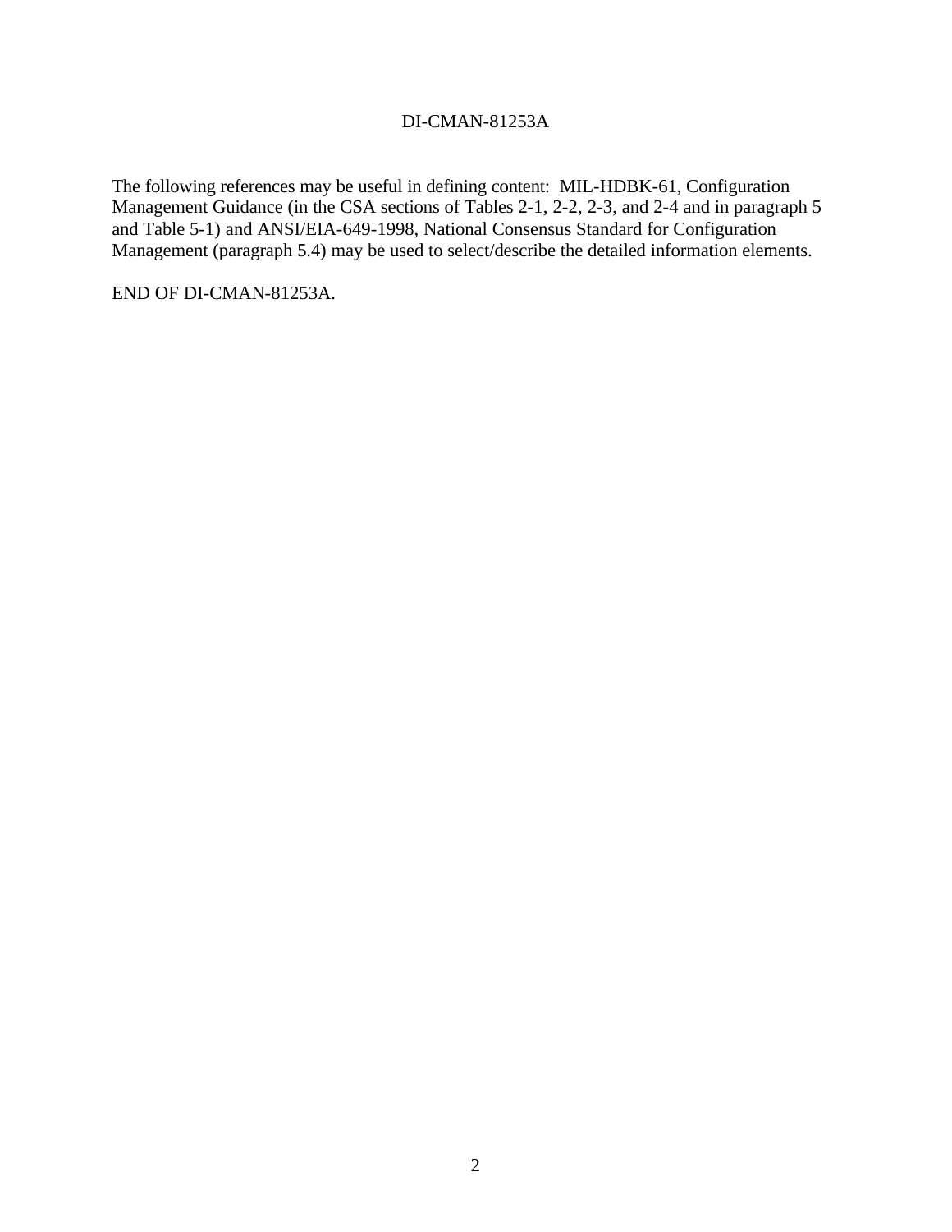The following references may be useful in defining content: MIL-HDBK-61, Configuration Management Guidance (in the CSA sections of Tables 2-1, 2-2, 2-3, and 2-4 and in paragraph 5 and Table 5-1) and ANSI/EIA-649-1998, National Consensus Standard for Configuration Management (paragraph 5.4) may be used to select/describe the detailed information elements.

END OF DI-CMAN-81253A.